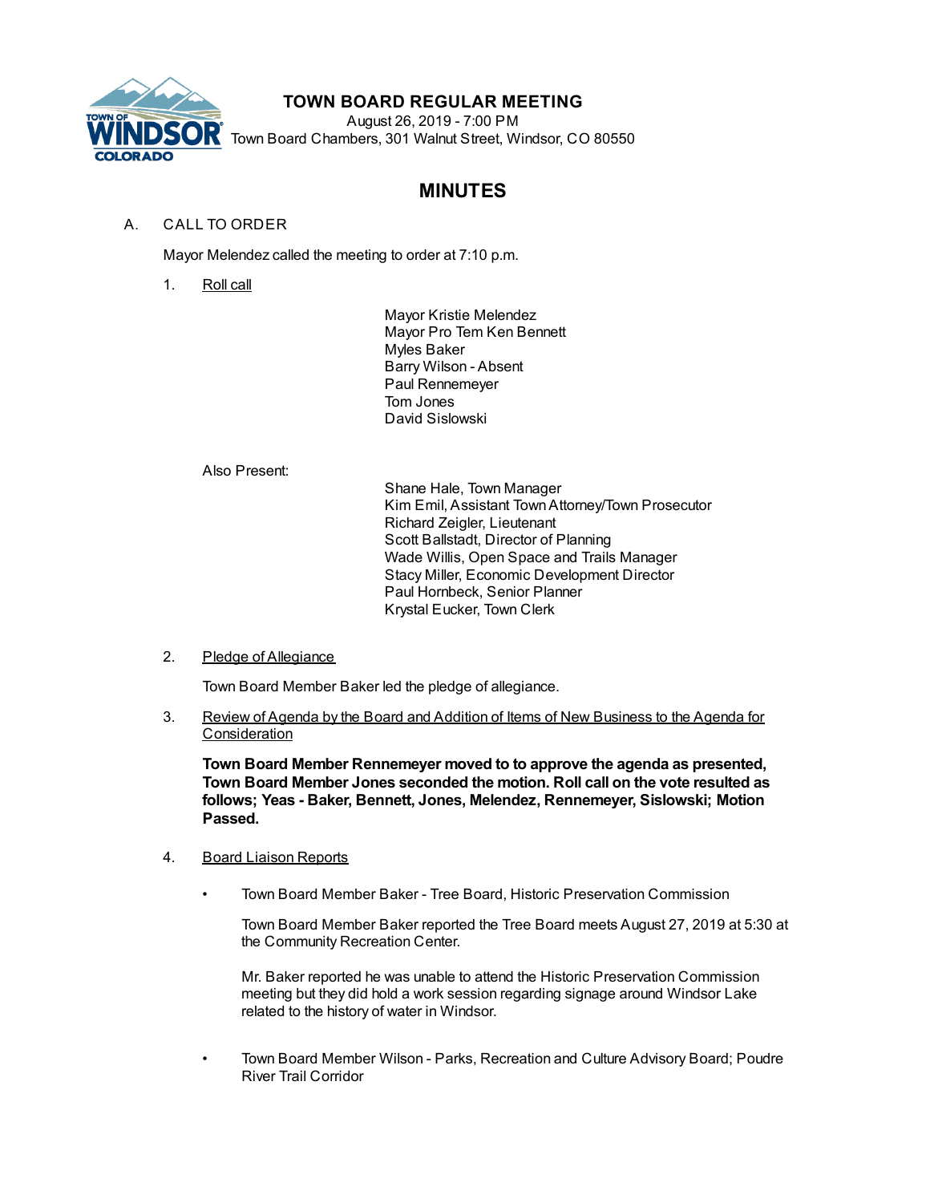# TOWN BOARD REGULAR MEETING

August 26, 2019 - 7:00 PM
Town Board Chambers, 301 Walnut Street, Windsor, CO 80550

## MINUTES

A. CALL TO ORDER

Mayor Melendez called the meeting to order at 7:10 p.m.

1. Roll call

   Mayor Kristie Melendez
   Mayor Pro Tem Ken Bennett
   Myles Baker
   Barry Wilson - Absent
   Paul Rennemeyer
   Tom Jones
   David Sislowski

   Also Present:

   Shane Hale, Town Manager
   Kim Emil, Assistant Town Attorney/Town Prosecutor
   Richard Zeigler, Lieutenant
   Scott Ballstadt, Director of Planning
   Wade Willis, Open Space and Trails Manager
   Stacy Miller, Economic Development Director
   Paul Hornbeck, Senior Planner
   Krystal Eucker, Town Clerk

2. Pledge of Allegiance

   Town Board Member Baker led the pledge of allegiance.

3. Review of Agenda by the Board and Addition of Items of New Business to the Agenda for Consideration

   **Town Board Member Rennemeyer moved to to approve the agenda as presented, Town Board Member Jones seconded the motion. Roll call on the vote resulted as follows; Yeas - Baker, Bennett, Jones, Melendez, Rennemeyer, Sislowski; Motion Passed.**

4. Board Liaison Reports

   - Town Board Member Baker - Tree Board, Historic Preservation Commission

     Town Board Member Baker reported the Tree Board meets August 27, 2019 at 5:30 at the Community Recreation Center.

     Mr. Baker reported he was unable to attend the Historic Preservation Commission meeting but they did hold a work session regarding signage around Windsor Lake related to the history of water in Windsor.

   - Town Board Member Wilson - Parks, Recreation and Culture Advisory Board; Poudre River Trail Corridor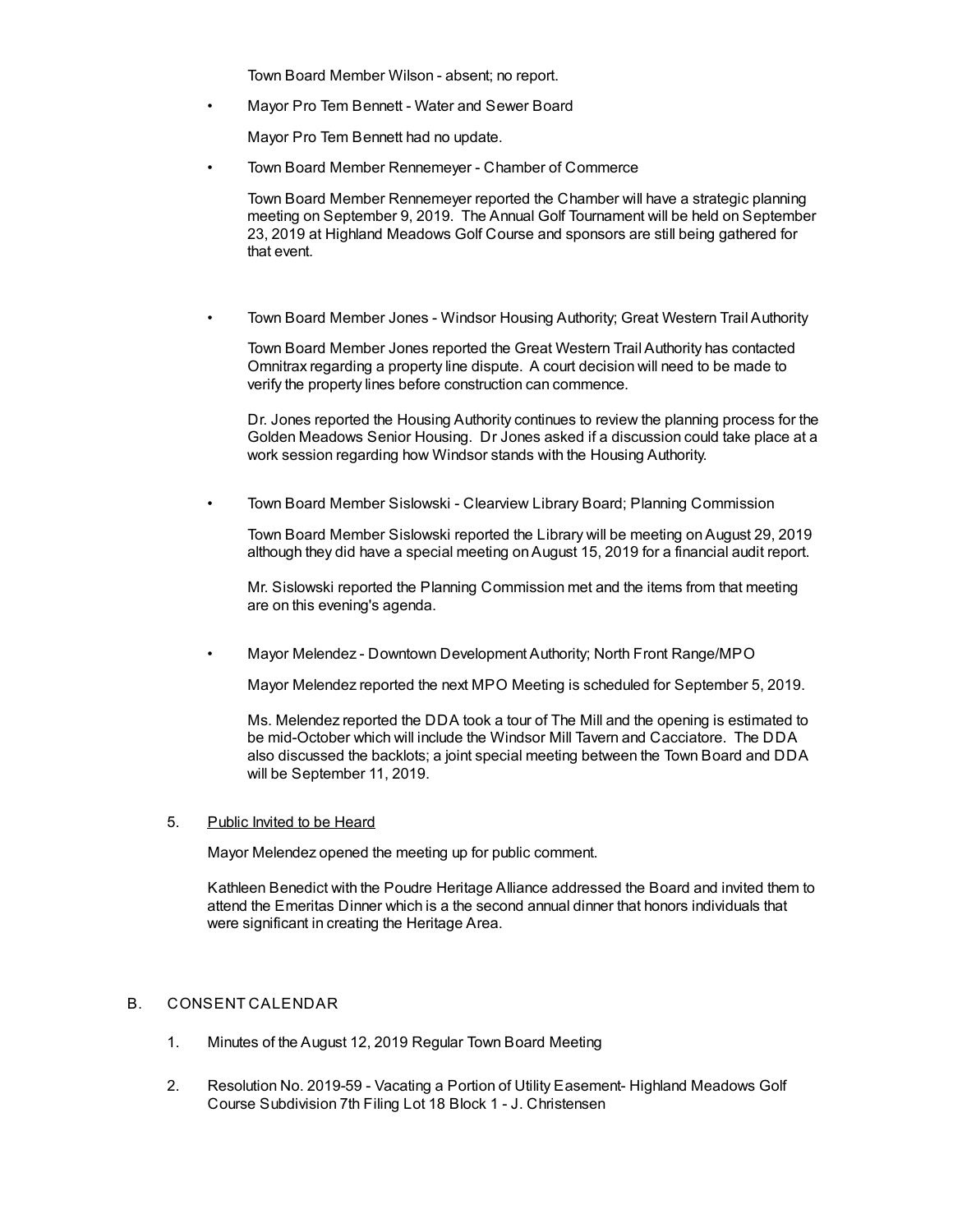Town Board Member Wilson - absent; no report.

- Mayor Pro Tem Bennett - Water and Sewer Board

  Mayor Pro Tem Bennett had no update.

- Town Board Member Rennemeyer - Chamber of Commerce

  Town Board Member Rennemeyer reported the Chamber will have a strategic planning meeting on September 9, 2019. The Annual Golf Tournament will be held on September 23, 2019 at Highland Meadows Golf Course and sponsors are still being gathered for that event.

- Town Board Member Jones - Windsor Housing Authority; Great Western Trail Authority

  Town Board Member Jones reported the Great Western Trail Authority has contacted Omnitrax regarding a property line dispute. A court decision will need to be made to verify the property lines before construction can commence.

  Dr. Jones reported the Housing Authority continues to review the planning process for the Golden Meadows Senior Housing. Dr Jones asked if a discussion could take place at a work session regarding how Windsor stands with the Housing Authority.

- Town Board Member Sislowski - Clearview Library Board; Planning Commission

  Town Board Member Sislowski reported the Library will be meeting on August 29, 2019 although they did have a special meeting on August 15, 2019 for a financial audit report.

  Mr. Sislowski reported the Planning Commission met and the items from that meeting are on this evening's agenda.

- Mayor Melendez - Downtown Development Authority; North Front Range/MPO

  Mayor Melendez reported the next MPO Meeting is scheduled for September 5, 2019.

  Ms. Melendez reported the DDA took a tour of The Mill and the opening is estimated to be mid-October which will include the Windsor Mill Tavern and Cacciatore. The DDA also discussed the backlots; a joint special meeting between the Town Board and DDA will be September 11, 2019.

5. Public Invited to be Heard

   Mayor Melendez opened the meeting up for public comment.

   Kathleen Benedict with the Poudre Heritage Alliance addressed the Board and invited them to attend the Emeritas Dinner which is a the second annual dinner that honors individuals that were significant in creating the Heritage Area.

## B. CONSENT CALENDAR

1. Minutes of the August 12, 2019 Regular Town Board Meeting

2. Resolution No. 2019-59 - Vacating a Portion of Utility Easement- Highland Meadows Golf Course Subdivision 7th Filing Lot 18 Block 1 - J. Christensen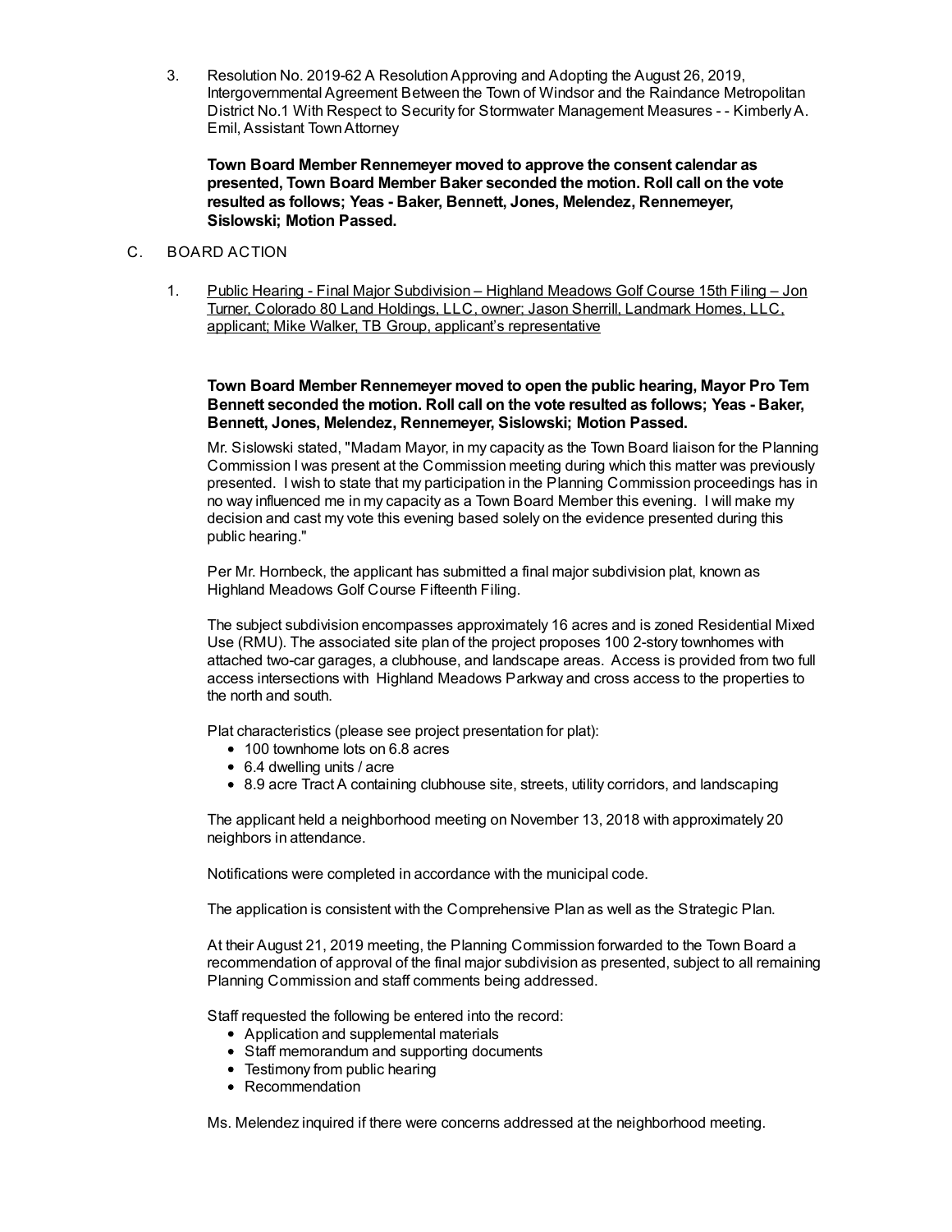3. Resolution No. 2019-62 A Resolution Approving and Adopting the August 26, 2019, Intergovernmental Agreement Between the Town of Windsor and the Raindance Metropolitan District No.1 With Respect to Security for Stormwater Management Measures - - Kimberly A. Emil, Assistant Town Attorney

   **Town Board Member Rennemeyer moved to approve the consent calendar as presented, Town Board Member Baker seconded the motion. Roll call on the vote resulted as follows; Yeas - Baker, Bennett, Jones, Melendez, Rennemeyer, Sislowski; Motion Passed.**

C. BOARD ACTION

1. Public Hearing - Final Major Subdivision – Highland Meadows Golf Course 15th Filing – Jon Turner, Colorado 80 Land Holdings, LLC, owner; Jason Sherrill, Landmark Homes, LLC, applicant; Mike Walker, TB Group, applicant's representative

   **Town Board Member Rennemeyer moved to open the public hearing, Mayor Pro Tem Bennett seconded the motion. Roll call on the vote resulted as follows; Yeas - Baker, Bennett, Jones, Melendez, Rennemeyer, Sislowski; Motion Passed.**

   Mr. Sislowski stated, "Madam Mayor, in my capacity as the Town Board liaison for the Planning Commission I was present at the Commission meeting during which this matter was previously presented. I wish to state that my participation in the Planning Commission proceedings has in no way influenced me in my capacity as a Town Board Member this evening. I will make my decision and cast my vote this evening based solely on the evidence presented during this public hearing."

   Per Mr. Hornbeck, the applicant has submitted a final major subdivision plat, known as Highland Meadows Golf Course Fifteenth Filing.

   The subject subdivision encompasses approximately 16 acres and is zoned Residential Mixed Use (RMU). The associated site plan of the project proposes 100 2-story townhomes with attached two-car garages, a clubhouse, and landscape areas. Access is provided from two full access intersections with Highland Meadows Parkway and cross access to the properties to the north and south.

   Plat characteristics (please see project presentation for plat):
   - 100 townhome lots on 6.8 acres
   - 6.4 dwelling units / acre
   - 8.9 acre Tract A containing clubhouse site, streets, utility corridors, and landscaping

   The applicant held a neighborhood meeting on November 13, 2018 with approximately 20 neighbors in attendance.

   Notifications were completed in accordance with the municipal code.

   The application is consistent with the Comprehensive Plan as well as the Strategic Plan.

   At their August 21, 2019 meeting, the Planning Commission forwarded to the Town Board a recommendation of approval of the final major subdivision as presented, subject to all remaining Planning Commission and staff comments being addressed.

   Staff requested the following be entered into the record:
   - Application and supplemental materials
   - Staff memorandum and supporting documents
   - Testimony from public hearing
   - Recommendation

   Ms. Melendez inquired if there were concerns addressed at the neighborhood meeting.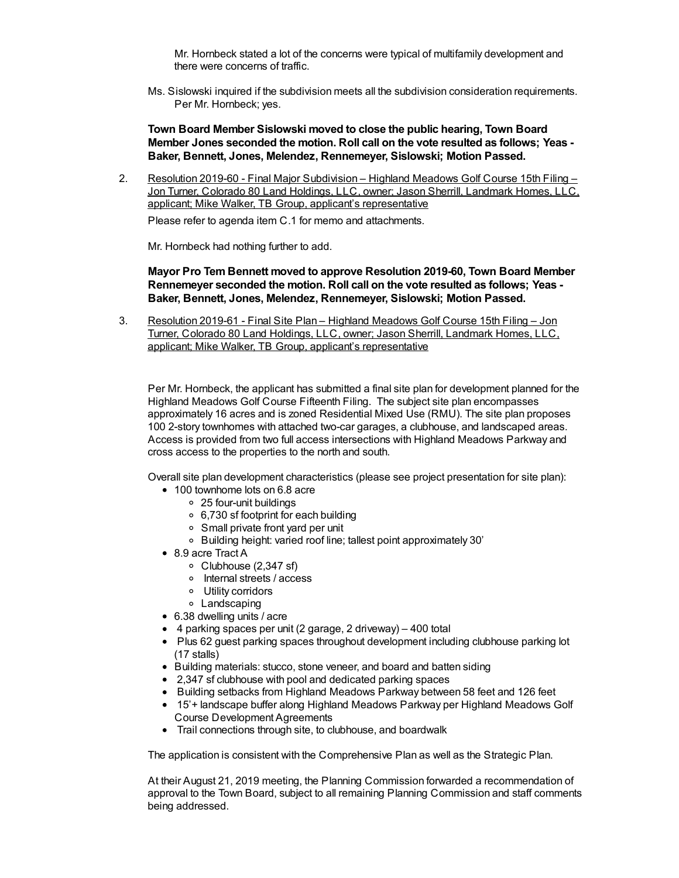Mr. Hornbeck stated a lot of the concerns were typical of multifamily development and there were concerns of traffic.

Ms. Sislowski inquired if the subdivision meets all the subdivision consideration requirements.
Per Mr. Hornbeck; yes.

**Town Board Member Sislowski moved to close the public hearing, Town Board Member Jones seconded the motion. Roll call on the vote resulted as follows; Yeas - Baker, Bennett, Jones, Melendez, Rennemeyer, Sislowski; Motion Passed.**

2. <u>Resolution 2019-60 - Final Major Subdivision – Highland Meadows Golf Course 15th Filing – Jon Turner, Colorado 80 Land Holdings, LLC, owner; Jason Sherrill, Landmark Homes, LLC, applicant; Mike Walker, TB Group, applicant's representative</u>

   Please refer to agenda item C.1 for memo and attachments.

   Mr. Hornbeck had nothing further to add.

   **Mayor Pro Tem Bennett moved to approve Resolution 2019-60, Town Board Member Rennemeyer seconded the motion. Roll call on the vote resulted as follows; Yeas - Baker, Bennett, Jones, Melendez, Rennemeyer, Sislowski; Motion Passed.**

3. <u>Resolution 2019-61 - Final Site Plan – Highland Meadows Golf Course 15th Filing – Jon Turner, Colorado 80 Land Holdings, LLC, owner; Jason Sherrill, Landmark Homes, LLC, applicant; Mike Walker, TB Group, applicant's representative</u>

   Per Mr. Hornbeck, the applicant has submitted a final site plan for development planned for the Highland Meadows Golf Course Fifteenth Filing. The subject site plan encompasses approximately 16 acres and is zoned Residential Mixed Use (RMU). The site plan proposes 100 2-story townhomes with attached two-car garages, a clubhouse, and landscaped areas. Access is provided from two full access intersections with Highland Meadows Parkway and cross access to the properties to the north and south.

   Overall site plan development characteristics (please see project presentation for site plan):

   - 100 townhome lots on 6.8 acre
     - 25 four-unit buildings
     - 6,730 sf footprint for each building
     - Small private front yard per unit
     - Building height: varied roof line; tallest point approximately 30'
   - 8.9 acre Tract A
     - Clubhouse (2,347 sf)
     - Internal streets / access
     - Utility corridors
     - Landscaping
   - 6.38 dwelling units / acre
   - 4 parking spaces per unit (2 garage, 2 driveway) – 400 total
   - Plus 62 guest parking spaces throughout development including clubhouse parking lot (17 stalls)
   - Building materials: stucco, stone veneer, and board and batten siding
   - 2,347 sf clubhouse with pool and dedicated parking spaces
   - Building setbacks from Highland Meadows Parkway between 58 feet and 126 feet
   - 15'+ landscape buffer along Highland Meadows Parkway per Highland Meadows Golf Course Development Agreements
   - Trail connections through site, to clubhouse, and boardwalk

   The application is consistent with the Comprehensive Plan as well as the Strategic Plan.

   At their August 21, 2019 meeting, the Planning Commission forwarded a recommendation of approval to the Town Board, subject to all remaining Planning Commission and staff comments being addressed.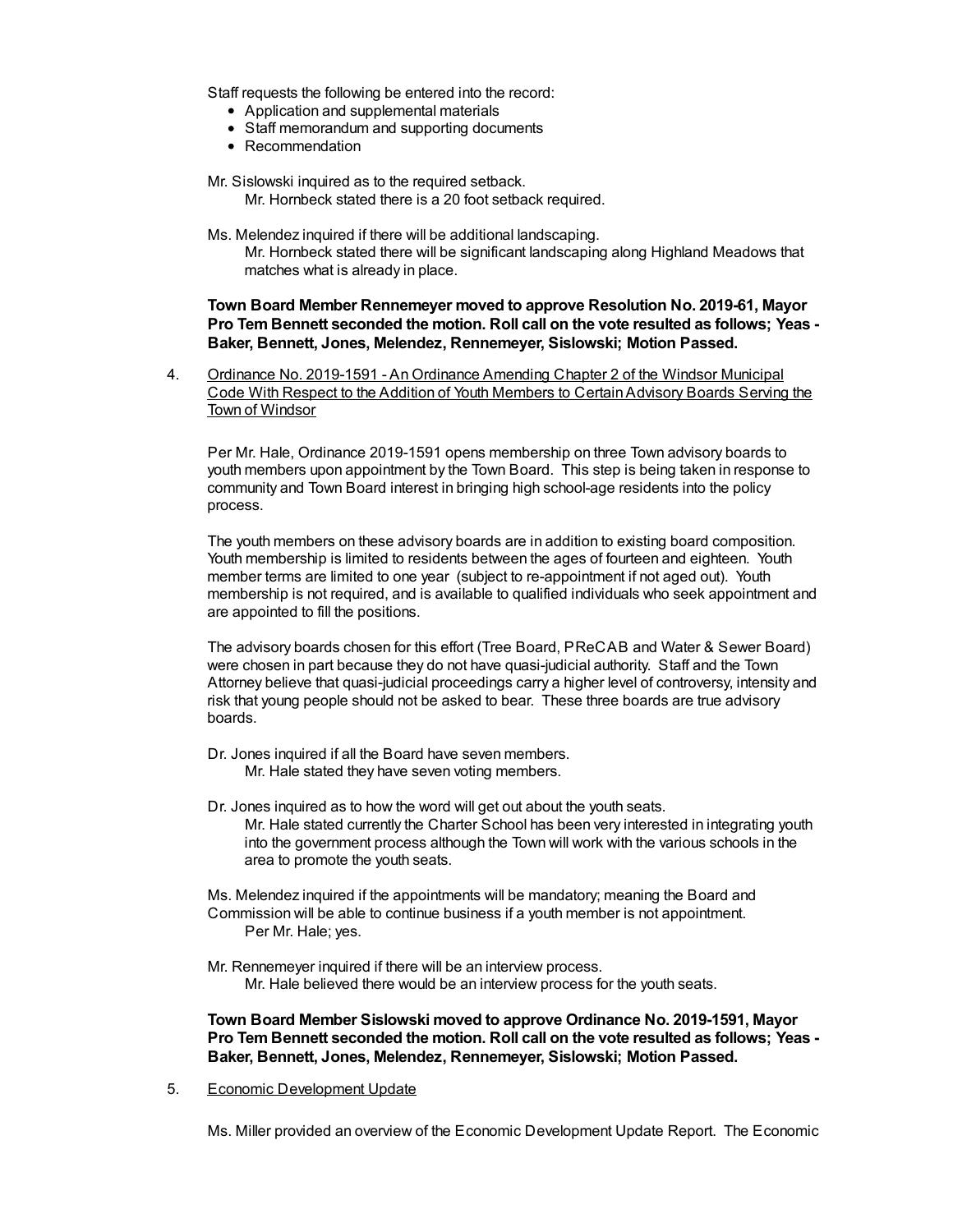Staff requests the following be entered into the record:

- Application and supplemental materials
- Staff memorandum and supporting documents
- Recommendation

Mr. Sislowski inquired as to the required setback.
  Mr. Hornbeck stated there is a 20 foot setback required.

Ms. Melendez inquired if there will be additional landscaping.
  Mr. Hornbeck stated there will be significant landscaping along Highland Meadows that matches what is already in place.

**Town Board Member Rennemeyer moved to approve Resolution No. 2019-61, Mayor Pro Tem Bennett seconded the motion. Roll call on the vote resulted as follows; Yeas - Baker, Bennett, Jones, Melendez, Rennemeyer, Sislowski; Motion Passed.**

4. Ordinance No. 2019-1591 - An Ordinance Amending Chapter 2 of the Windsor Municipal Code With Respect to the Addition of Youth Members to Certain Advisory Boards Serving the Town of Windsor

   Per Mr. Hale, Ordinance 2019-1591 opens membership on three Town advisory boards to youth members upon appointment by the Town Board. This step is being taken in response to community and Town Board interest in bringing high school-age residents into the policy process.

   The youth members on these advisory boards are in addition to existing board composition. Youth membership is limited to residents between the ages of fourteen and eighteen. Youth member terms are limited to one year (subject to re-appointment if not aged out). Youth membership is not required, and is available to qualified individuals who seek appointment and are appointed to fill the positions.

   The advisory boards chosen for this effort (Tree Board, PReCAB and Water & Sewer Board) were chosen in part because they do not have quasi-judicial authority. Staff and the Town Attorney believe that quasi-judicial proceedings carry a higher level of controversy, intensity and risk that young people should not be asked to bear. These three boards are true advisory boards.

   Dr. Jones inquired if all the Board have seven members.
     Mr. Hale stated they have seven voting members.

   Dr. Jones inquired as to how the word will get out about the youth seats.
     Mr. Hale stated currently the Charter School has been very interested in integrating youth into the government process although the Town will work with the various schools in the area to promote the youth seats.

   Ms. Melendez inquired if the appointments will be mandatory; meaning the Board and Commission will be able to continue business if a youth member is not appointment.
     Per Mr. Hale; yes.

   Mr. Rennemeyer inquired if there will be an interview process.
     Mr. Hale believed there would be an interview process for the youth seats.

   **Town Board Member Sislowski moved to approve Ordinance No. 2019-1591, Mayor Pro Tem Bennett seconded the motion. Roll call on the vote resulted as follows; Yeas - Baker, Bennett, Jones, Melendez, Rennemeyer, Sislowski; Motion Passed.**

5. Economic Development Update

   Ms. Miller provided an overview of the Economic Development Update Report. The Economic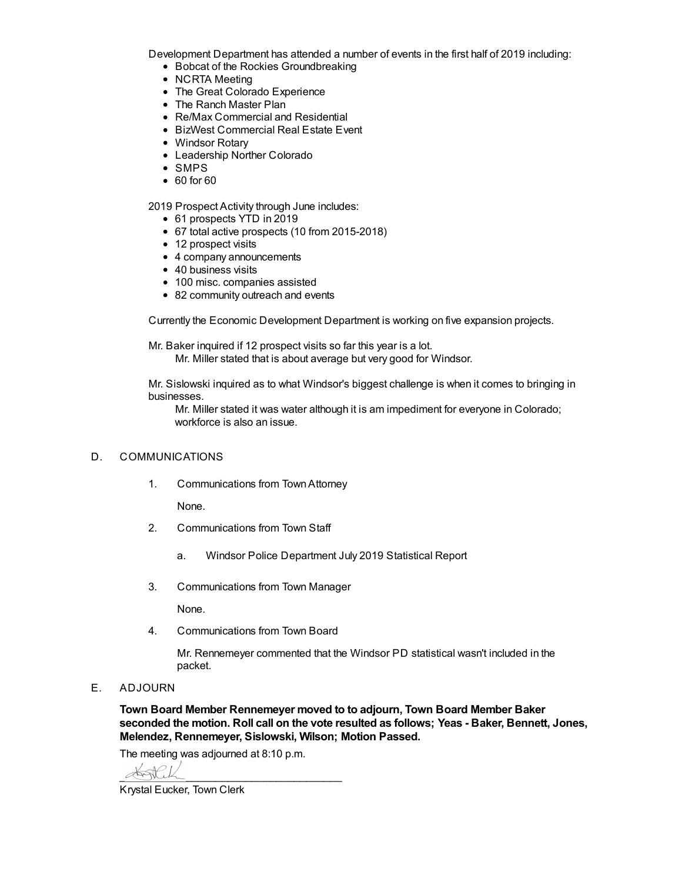Development Department has attended a number of events in the first half of 2019 including:

- Bobcat of the Rockies Groundbreaking
- NCRTA Meeting
- The Great Colorado Experience
- The Ranch Master Plan
- Re/Max Commercial and Residential
- BizWest Commercial Real Estate Event
- Windsor Rotary
- Leadership Norther Colorado
- SMPS
- 60 for 60

2019 Prospect Activity through June includes:

- 61 prospects YTD in 2019
- 67 total active prospects (10 from 2015-2018)
- 12 prospect visits
- 4 company announcements
- 40 business visits
- 100 misc. companies assisted
- 82 community outreach and events

Currently the Economic Development Department is working on five expansion projects.

Mr. Baker inquired if 12 prospect visits so far this year is a lot.

Mr. Miller stated that is about average but very good for Windsor.

Mr. Sislowski inquired as to what Windsor's biggest challenge is when it comes to bringing in businesses.

Mr. Miller stated it was water although it is am impediment for everyone in Colorado; workforce is also an issue.

## D. COMMUNICATIONS

1. Communications from Town Attorney

   None.

2. Communications from Town Staff

   a. Windsor Police Department July 2019 Statistical Report

3. Communications from Town Manager

   None.

4. Communications from Town Board

   Mr. Rennemeyer commented that the Windsor PD statistical wasn't included in the packet.

## E. ADJOURN

**Town Board Member Rennemeyer moved to to adjourn, Town Board Member Baker seconded the motion. Roll call on the vote resulted as follows; Yeas - Baker, Bennett, Jones, Melendez, Rennemeyer, Sislowski, Wilson; Motion Passed.**

The meeting was adjourned at 8:10 p.m.

\_\_\_\_\_\_\_\_\_\_\_\_\_\_\_\_\_\_\_\_\_\_\_\_\_\_\_\_\_\_\_\_\_\_

Krystal Eucker, Town Clerk